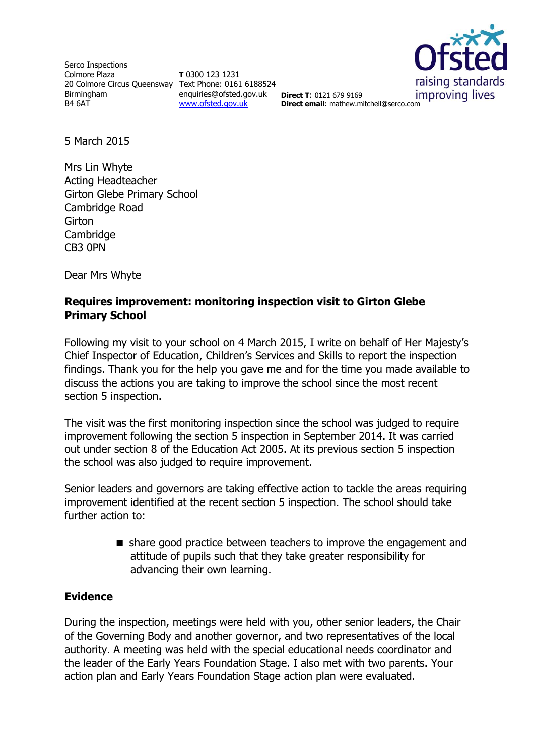Serco Inspections
Colmore Plaza
20 Colmore Circus Queensway
Birmingham
B4 6AT

**T** 0300 123 1231
Text Phone: 0161 6188524
enquiries@ofsted.gov.uk
www.ofsted.gov.uk

**Direct T**: 0121 679 9169
**Direct email**: mathew.mitchell@serco.com

Ofsted
raising standards
improving lives

5 March 2015

Mrs Lin Whyte
Acting Headteacher
Girton Glebe Primary School
Cambridge Road
Girton
Cambridge
CB3 0PN

Dear Mrs Whyte

**Requires improvement: monitoring inspection visit to Girton Glebe Primary School**

Following my visit to your school on 4 March 2015, I write on behalf of Her Majesty's Chief Inspector of Education, Children's Services and Skills to report the inspection findings. Thank you for the help you gave me and for the time you made available to discuss the actions you are taking to improve the school since the most recent section 5 inspection.

The visit was the first monitoring inspection since the school was judged to require improvement following the section 5 inspection in September 2014. It was carried out under section 8 of the Education Act 2005. At its previous section 5 inspection the school was also judged to require improvement.

Senior leaders and governors are taking effective action to tackle the areas requiring improvement identified at the recent section 5 inspection. The school should take further action to:

- share good practice between teachers to improve the engagement and attitude of pupils such that they take greater responsibility for advancing their own learning.

## Evidence

During the inspection, meetings were held with you, other senior leaders, the Chair of the Governing Body and another governor, and two representatives of the local authority. A meeting was held with the special educational needs coordinator and the leader of the Early Years Foundation Stage. I also met with two parents. Your action plan and Early Years Foundation Stage action plan were evaluated.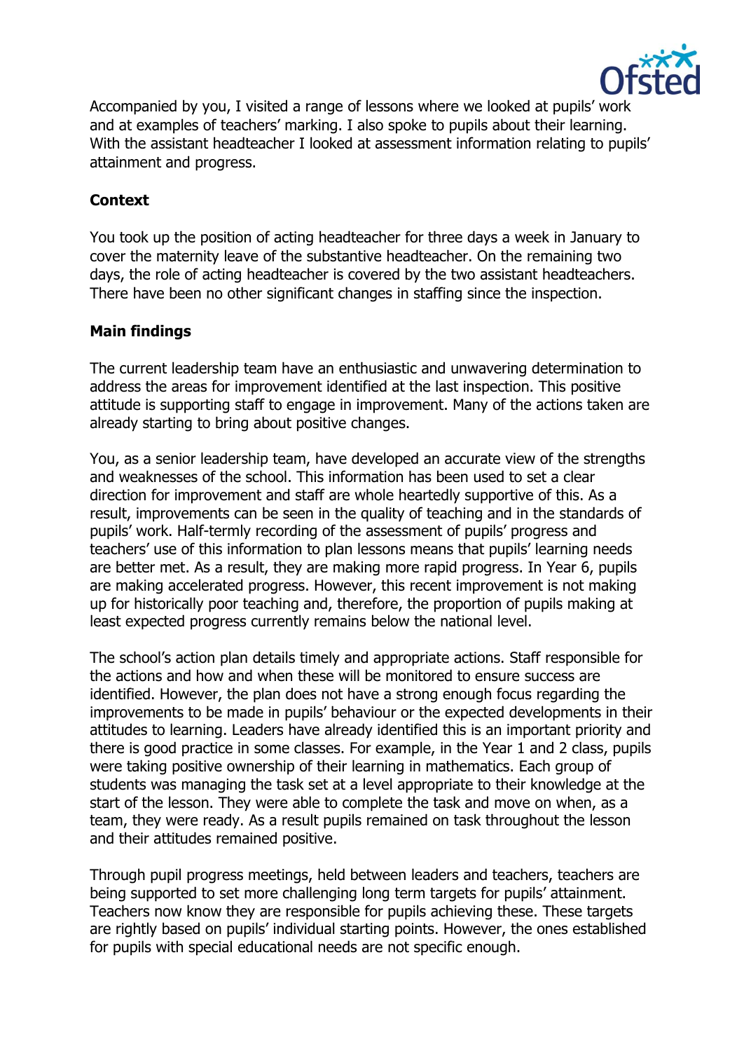Accompanied by you, I visited a range of lessons where we looked at pupils' work and at examples of teachers' marking. I also spoke to pupils about their learning. With the assistant headteacher I looked at assessment information relating to pupils' attainment and progress.

**Context**

You took up the position of acting headteacher for three days a week in January to cover the maternity leave of the substantive headteacher. On the remaining two days, the role of acting headteacher is covered by the two assistant headteachers. There have been no other significant changes in staffing since the inspection.

**Main findings**

The current leadership team have an enthusiastic and unwavering determination to address the areas for improvement identified at the last inspection. This positive attitude is supporting staff to engage in improvement. Many of the actions taken are already starting to bring about positive changes.

You, as a senior leadership team, have developed an accurate view of the strengths and weaknesses of the school. This information has been used to set a clear direction for improvement and staff are whole heartedly supportive of this. As a result, improvements can be seen in the quality of teaching and in the standards of pupils' work. Half-termly recording of the assessment of pupils' progress and teachers' use of this information to plan lessons means that pupils' learning needs are better met. As a result, they are making more rapid progress. In Year 6, pupils are making accelerated progress. However, this recent improvement is not making up for historically poor teaching and, therefore, the proportion of pupils making at least expected progress currently remains below the national level.

The school's action plan details timely and appropriate actions. Staff responsible for the actions and how and when these will be monitored to ensure success are identified. However, the plan does not have a strong enough focus regarding the improvements to be made in pupils' behaviour or the expected developments in their attitudes to learning. Leaders have already identified this is an important priority and there is good practice in some classes. For example, in the Year 1 and 2 class, pupils were taking positive ownership of their learning in mathematics. Each group of students was managing the task set at a level appropriate to their knowledge at the start of the lesson. They were able to complete the task and move on when, as a team, they were ready. As a result pupils remained on task throughout the lesson and their attitudes remained positive.

Through pupil progress meetings, held between leaders and teachers, teachers are being supported to set more challenging long term targets for pupils' attainment. Teachers now know they are responsible for pupils achieving these. These targets are rightly based on pupils' individual starting points. However, the ones established for pupils with special educational needs are not specific enough.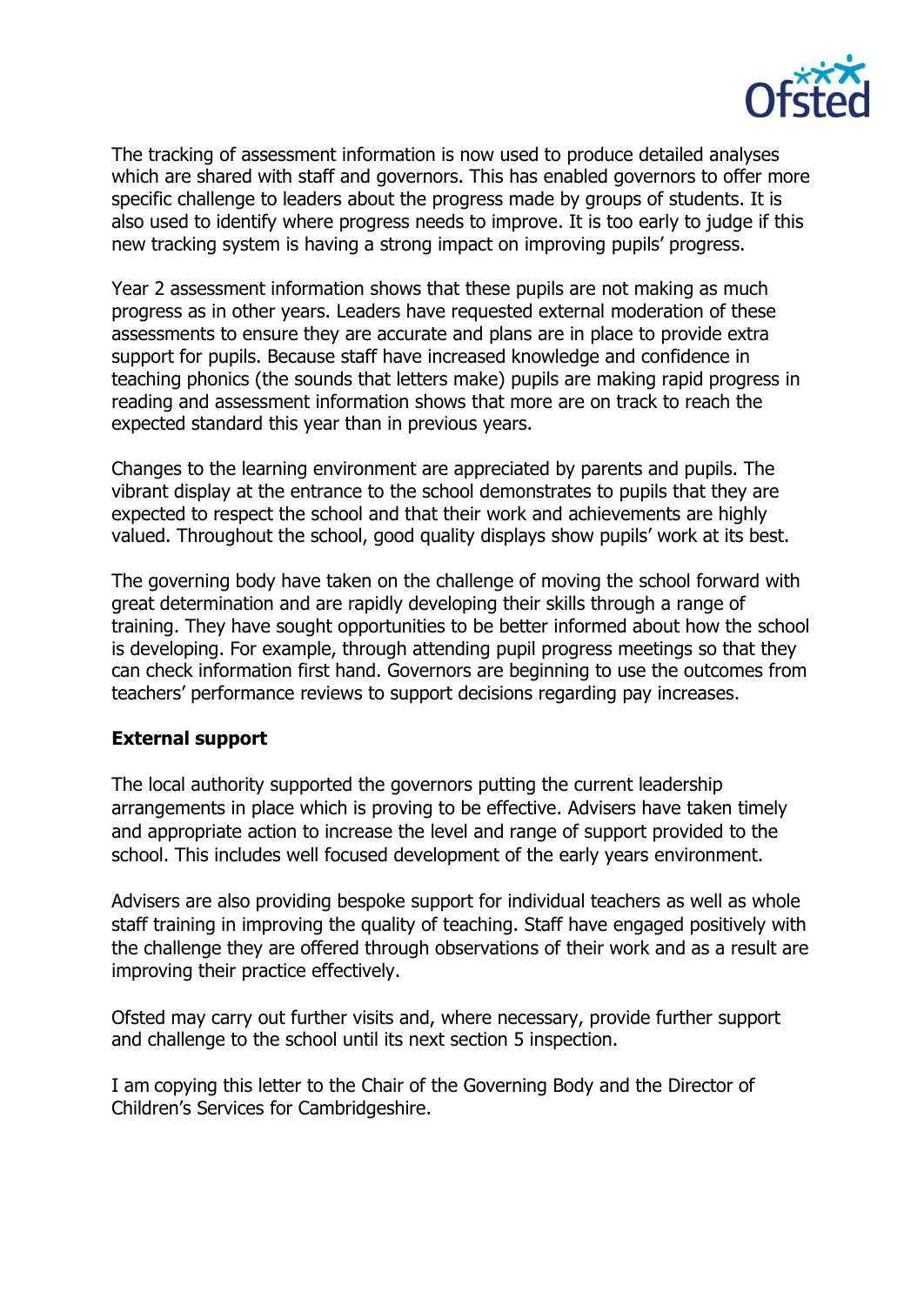The tracking of assessment information is now used to produce detailed analyses which are shared with staff and governors. This has enabled governors to offer more specific challenge to leaders about the progress made by groups of students. It is also used to identify where progress needs to improve. It is too early to judge if this new tracking system is having a strong impact on improving pupils' progress.

Year 2 assessment information shows that these pupils are not making as much progress as in other years. Leaders have requested external moderation of these assessments to ensure they are accurate and plans are in place to provide extra support for pupils. Because staff have increased knowledge and confidence in teaching phonics (the sounds that letters make) pupils are making rapid progress in reading and assessment information shows that more are on track to reach the expected standard this year than in previous years.

Changes to the learning environment are appreciated by parents and pupils. The vibrant display at the entrance to the school demonstrates to pupils that they are expected to respect the school and that their work and achievements are highly valued. Throughout the school, good quality displays show pupils' work at its best.

The governing body have taken on the challenge of moving the school forward with great determination and are rapidly developing their skills through a range of training. They have sought opportunities to be better informed about how the school is developing. For example, through attending pupil progress meetings so that they can check information first hand. Governors are beginning to use the outcomes from teachers' performance reviews to support decisions regarding pay increases.

**External support**

The local authority supported the governors putting the current leadership arrangements in place which is proving to be effective. Advisers have taken timely and appropriate action to increase the level and range of support provided to the school. This includes well focused development of the early years environment.

Advisers are also providing bespoke support for individual teachers as well as whole staff training in improving the quality of teaching. Staff have engaged positively with the challenge they are offered through observations of their work and as a result are improving their practice effectively.

Ofsted may carry out further visits and, where necessary, provide further support and challenge to the school until its next section 5 inspection.

I am copying this letter to the Chair of the Governing Body and the Director of Children's Services for Cambridgeshire.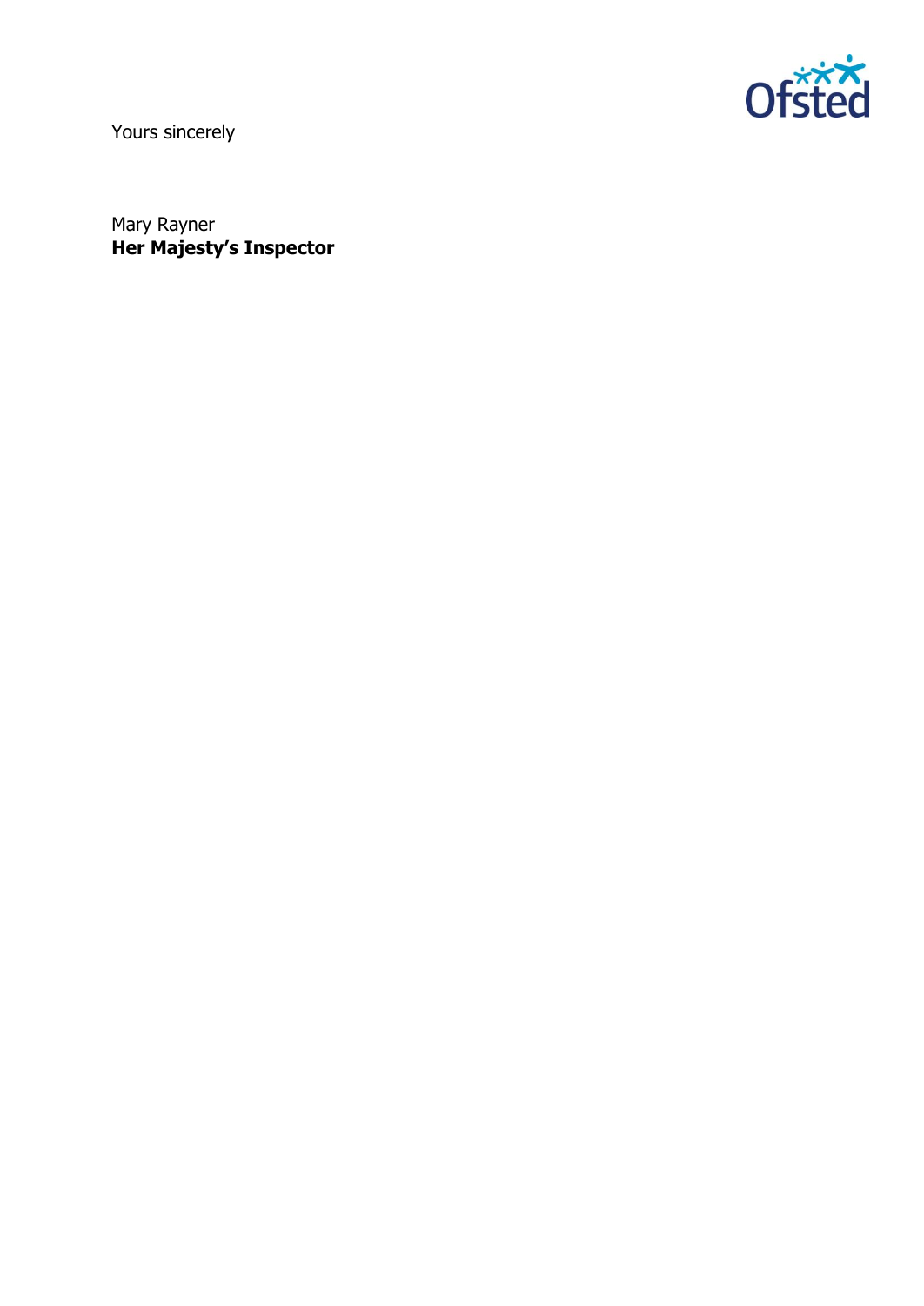Yours sincerely

Mary Rayner
**Her Majesty's Inspector**